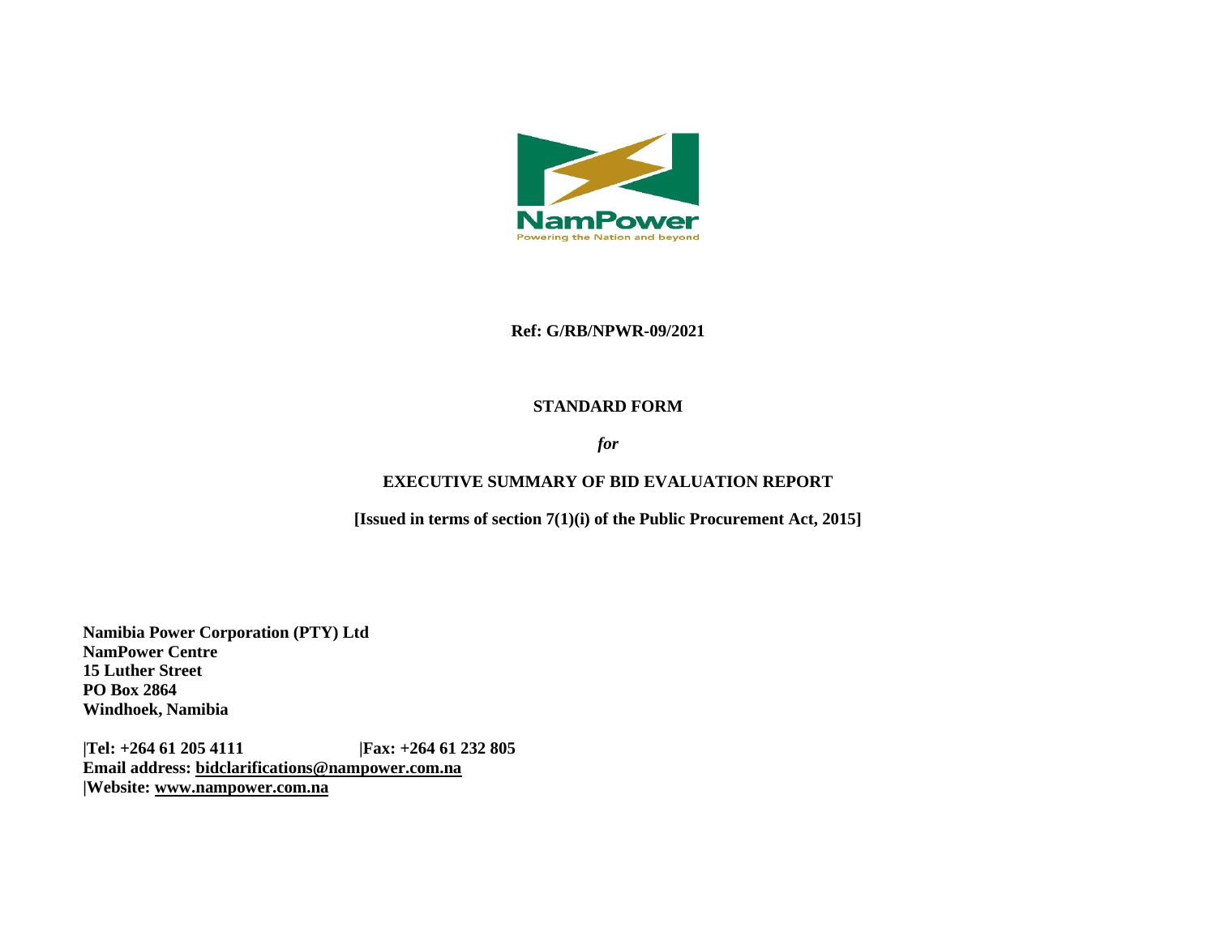**Ref: G/RB/NPWR-09/2021**

# STANDARD FORM

*for*

# EXECUTIVE SUMMARY OF BID EVALUATION REPORT

**[Issued in terms of section 7(1)(i) of the Public Procurement Act, 2015]**

**Namibia Power Corporation (PTY) Ltd**
**NamPower Centre**
**15 Luther Street**
**PO Box 2864**
**Windhoek, Namibia**

**|Tel: +264 61 205 4111 |Fax: +264 61 232 805**
**Email address: bidclarifications@nampower.com.na**
**|Website: www.nampower.com.na**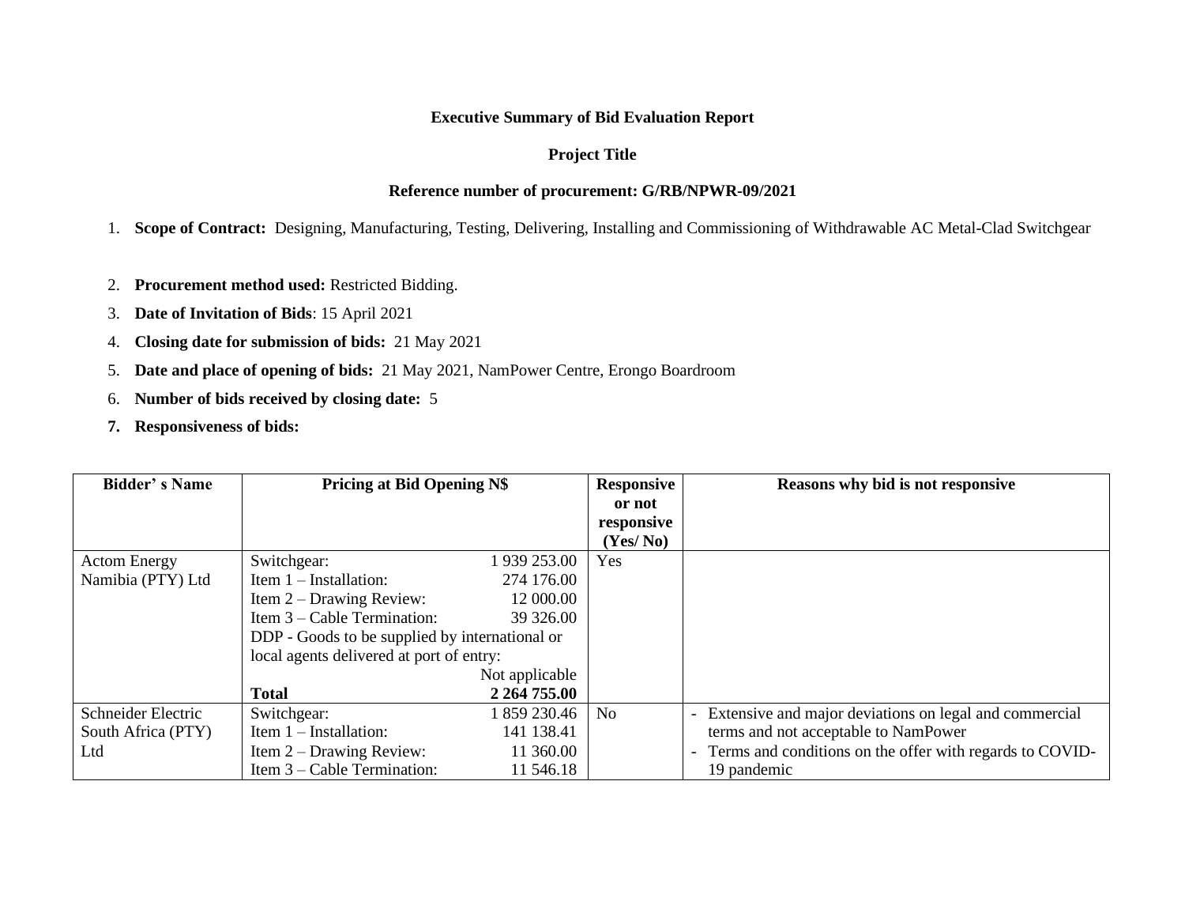**Executive Summary of Bid Evaluation Report**

**Project Title**

**Reference number of procurement: G/RB/NPWR-09/2021**

1. **Scope of Contract:** Designing, Manufacturing, Testing, Delivering, Installing and Commissioning of Withdrawable AC Metal-Clad Switchgear
2. **Procurement method used:** Restricted Bidding.
3. **Date of Invitation of Bids**: 15 April 2021
4. **Closing date for submission of bids:** 21 May 2021
5. **Date and place of opening of bids:** 21 May 2021, NamPower Centre, Erongo Boardroom
6. **Number of bids received by closing date:** 5
7. **Responsiveness of bids:**

| Bidder' s Name | Pricing at Bid Opening N$ | | Responsive or not responsive (Yes/ No) | Reasons why bid is not responsive |
|---|---|---|---|---|
| Actom Energy Namibia (PTY) Ltd | Switchgear: | 1 939 253.00 | Yes | |
| | Item 1 – Installation: | 274 176.00 | | |
| | Item 2 – Drawing Review: | 12 000.00 | | |
| | Item 3 – Cable Termination: | 39 326.00 | | |
| | DDP - Goods to be supplied by international or local agents delivered at port of entry: | Not applicable | | |
| | **Total** | **2 264 755.00** | | |
| Schneider Electric South Africa (PTY) Ltd | Switchgear: | 1 859 230.46 | No | - Extensive and major deviations on legal and commercial terms and not acceptable to NamPower<br>- Terms and conditions on the offer with regards to COVID-19 pandemic |
| | Item 1 – Installation: | 141 138.41 | | |
| | Item 2 – Drawing Review: | 11 360.00 | | |
| | Item 3 – Cable Termination: | 11 546.18 | | |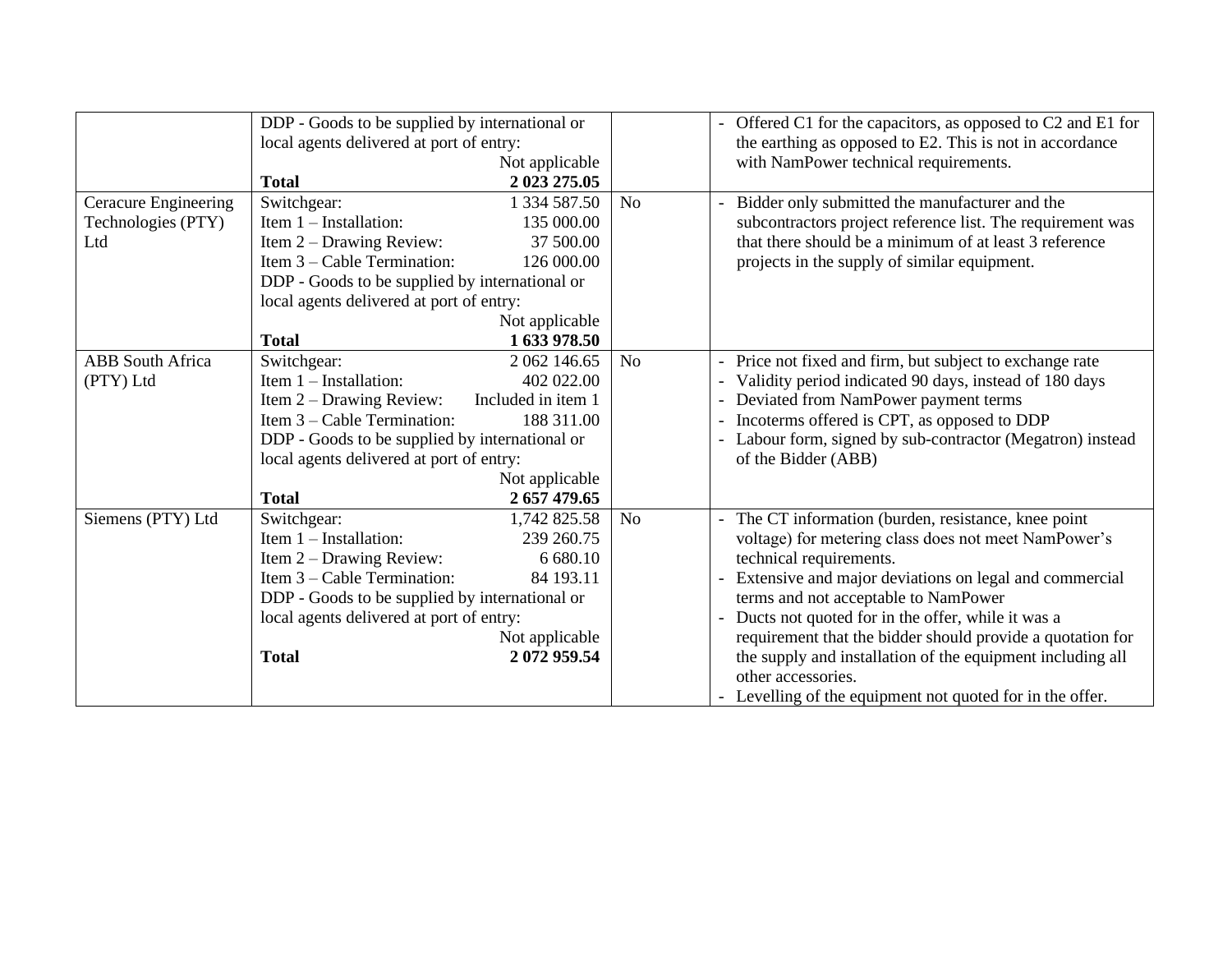| | | | |
|---|---|---|---|
| | DDP - Goods to be supplied by international or local agents delivered at port of entry: Not applicable<br>**Total** **2 023 275.05** | | - Offered C1 for the capacitors, as opposed to C2 and E1 for the earthing as opposed to E2. This is not in accordance with NamPower technical requirements. |
| Ceracure Engineering Technologies (PTY) Ltd | Switchgear: 1 334 587.50<br>Item 1 – Installation: 135 000.00<br>Item 2 – Drawing Review: 37 500.00<br>Item 3 – Cable Termination: 126 000.00<br>DDP - Goods to be supplied by international or local agents delivered at port of entry: Not applicable<br>**Total** **1 633 978.50** | No | - Bidder only submitted the manufacturer and the subcontractors project reference list. The requirement was that there should be a minimum of at least 3 reference projects in the supply of similar equipment. |
| ABB South Africa (PTY) Ltd | Switchgear: 2 062 146.65<br>Item 1 – Installation: 402 022.00<br>Item 2 – Drawing Review: Included in item 1<br>Item 3 – Cable Termination: 188 311.00<br>DDP - Goods to be supplied by international or local agents delivered at port of entry: Not applicable<br>**Total** **2 657 479.65** | No | - Price not fixed and firm, but subject to exchange rate<br>- Validity period indicated 90 days, instead of 180 days<br>- Deviated from NamPower payment terms<br>- Incoterms offered is CPT, as opposed to DDP<br>- Labour form, signed by sub-contractor (Megatron) instead of the Bidder (ABB) |
| Siemens (PTY) Ltd | Switchgear: 1,742 825.58<br>Item 1 – Installation: 239 260.75<br>Item 2 – Drawing Review: 6 680.10<br>Item 3 – Cable Termination: 84 193.11<br>DDP - Goods to be supplied by international or local agents delivered at port of entry: Not applicable<br>**Total** **2 072 959.54** | No | - The CT information (burden, resistance, knee point voltage) for metering class does not meet NamPower's technical requirements.<br>- Extensive and major deviations on legal and commercial terms and not acceptable to NamPower<br>- Ducts not quoted for in the offer, while it was a requirement that the bidder should provide a quotation for the supply and installation of the equipment including all other accessories.<br>- Levelling of the equipment not quoted for in the offer. |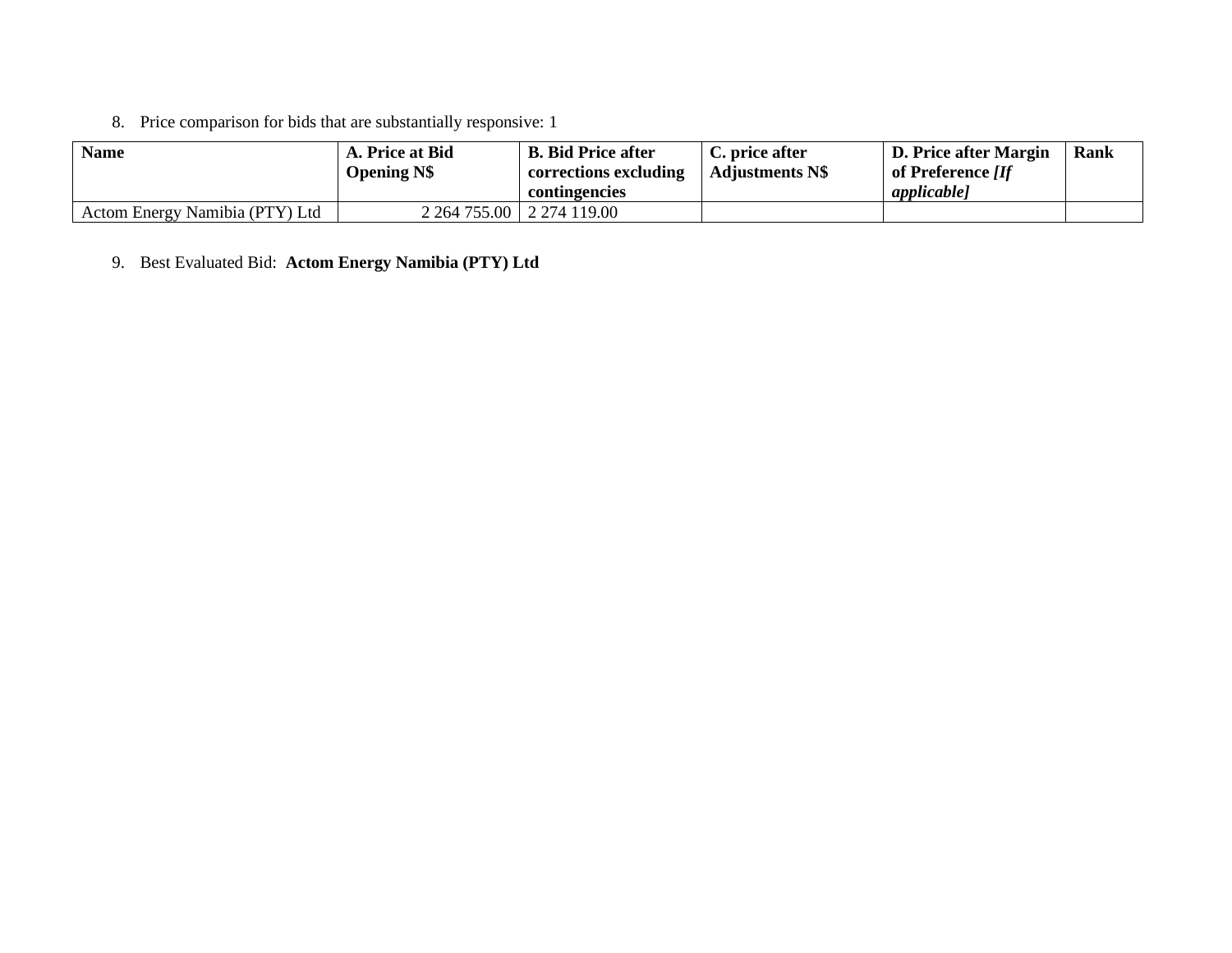8. Price comparison for bids that are substantially responsive: 1

| **Name** | **A. Price at Bid Opening N$** | **B. Bid Price after corrections excluding contingencies** | **C. price after Adjustments N$** | **D. Price after Margin of Preference *[If applicable]*** | **Rank** |
|---|---|---|---|---|---|
| Actom Energy Namibia (PTY) Ltd | 2 264 755.00 | 2 274 119.00 | | | |

9. Best Evaluated Bid: **Actom Energy Namibia (PTY) Ltd**